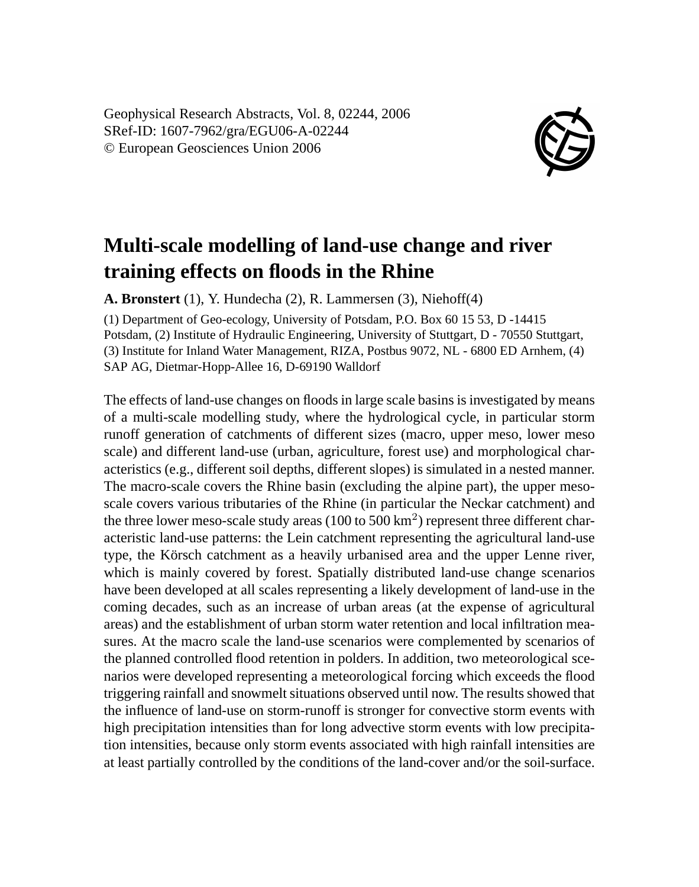Geophysical Research Abstracts, Vol. 8, 02244, 2006
SRef-ID: 1607-7962/gra/EGU06-A-02244
© European Geosciences Union 2006

# Multi-scale modelling of land-use change and river training effects on floods in the Rhine

**A. Bronstert** (1), Y. Hundecha (2), R. Lammersen (3), Niehoff(4)

(1) Department of Geo-ecology, University of Potsdam, P.O. Box 60 15 53, D -14415 Potsdam, (2) Institute of Hydraulic Engineering, University of Stuttgart, D - 70550 Stuttgart, (3) Institute for Inland Water Management, RIZA, Postbus 9072, NL - 6800 ED Arnhem, (4) SAP AG, Dietmar-Hopp-Allee 16, D-69190 Walldorf

The effects of land-use changes on floods in large scale basins is investigated by means of a multi-scale modelling study, where the hydrological cycle, in particular storm runoff generation of catchments of different sizes (macro, upper meso, lower meso scale) and different land-use (urban, agriculture, forest use) and morphological characteristics (e.g., different soil depths, different slopes) is simulated in a nested manner. The macro-scale covers the Rhine basin (excluding the alpine part), the upper meso-scale covers various tributaries of the Rhine (in particular the Neckar catchment) and the three lower meso-scale study areas (100 to 500 km$^2$) represent three different characteristic land-use patterns: the Lein catchment representing the agricultural land-use type, the Körsch catchment as a heavily urbanised area and the upper Lenne river, which is mainly covered by forest. Spatially distributed land-use change scenarios have been developed at all scales representing a likely development of land-use in the coming decades, such as an increase of urban areas (at the expense of agricultural areas) and the establishment of urban storm water retention and local infiltration measures. At the macro scale the land-use scenarios were complemented by scenarios of the planned controlled flood retention in polders. In addition, two meteorological scenarios were developed representing a meteorological forcing which exceeds the flood triggering rainfall and snowmelt situations observed until now. The results showed that the influence of land-use on storm-runoff is stronger for convective storm events with high precipitation intensities than for long advective storm events with low precipitation intensities, because only storm events associated with high rainfall intensities are at least partially controlled by the conditions of the land-cover and/or the soil-surface.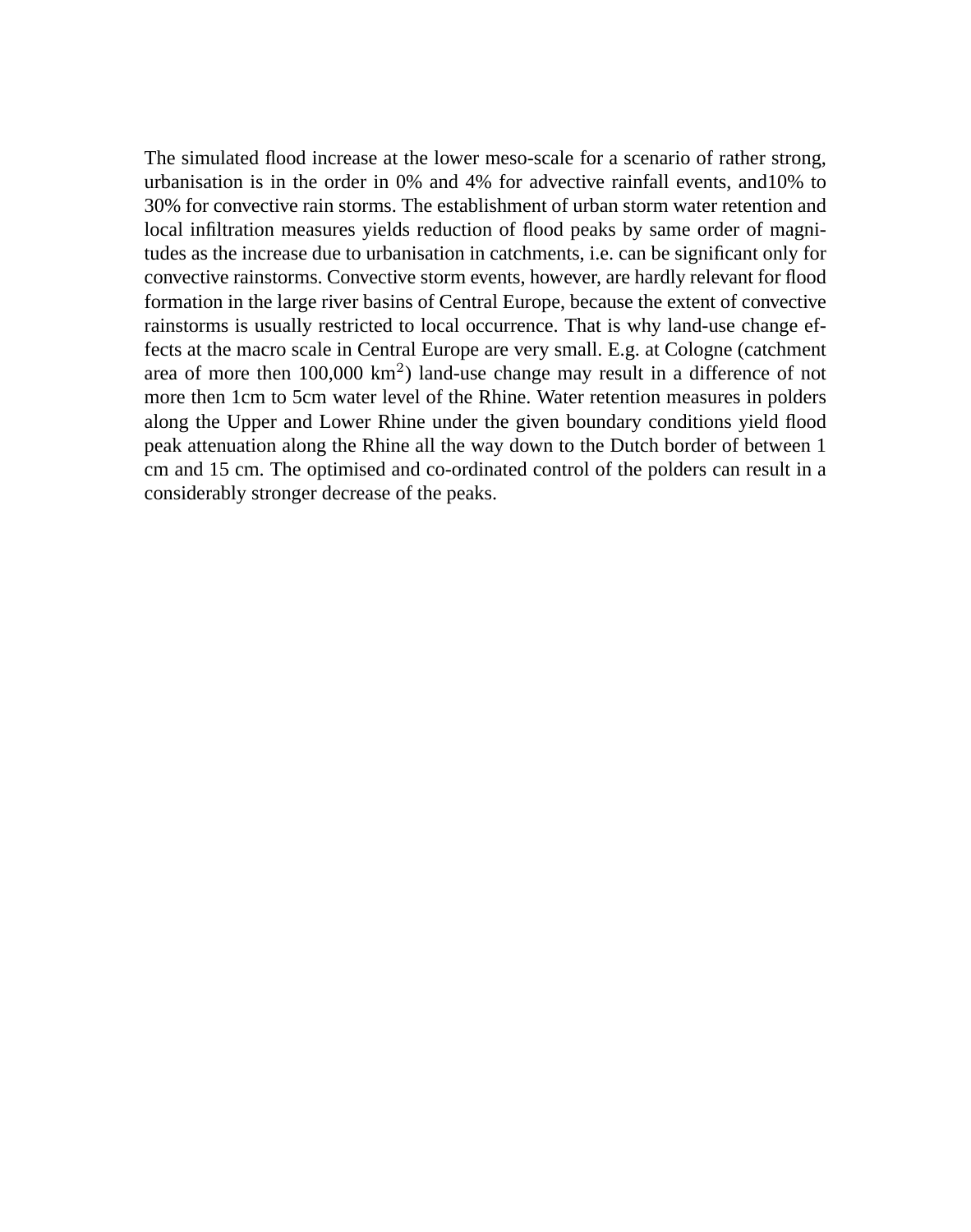The simulated flood increase at the lower meso-scale for a scenario of rather strong, urbanisation is in the order in 0% and 4% for advective rainfall events, and10% to 30% for convective rain storms. The establishment of urban storm water retention and local infiltration measures yields reduction of flood peaks by same order of magnitudes as the increase due to urbanisation in catchments, i.e. can be significant only for convective rainstorms. Convective storm events, however, are hardly relevant for flood formation in the large river basins of Central Europe, because the extent of convective rainstorms is usually restricted to local occurrence. That is why land-use change effects at the macro scale in Central Europe are very small. E.g. at Cologne (catchment area of more then 100,000 km$^2$) land-use change may result in a difference of not more then 1cm to 5cm water level of the Rhine. Water retention measures in polders along the Upper and Lower Rhine under the given boundary conditions yield flood peak attenuation along the Rhine all the way down to the Dutch border of between 1 cm and 15 cm. The optimised and co-ordinated control of the polders can result in a considerably stronger decrease of the peaks.